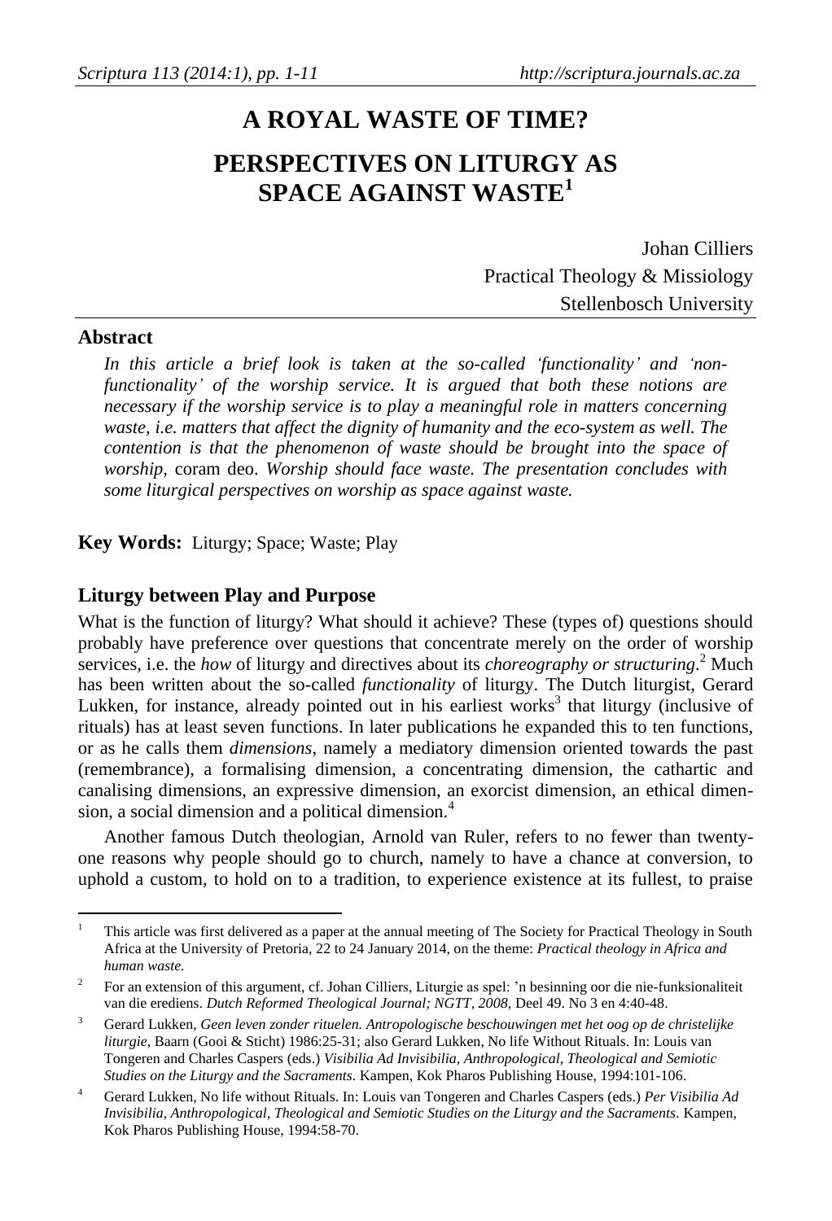# A ROYAL WASTE OF TIME?

# PERSPECTIVES ON LITURGY AS SPACE AGAINST WASTE[1]

Johan Cilliers
Practical Theology & Missiology
Stellenbosch University

## Abstract

*In this article a brief look is taken at the so-called 'functionality' and 'non-functionality' of the worship service. It is argued that both these notions are necessary if the worship service is to play a meaningful role in matters concerning waste, i.e. matters that affect the dignity of humanity and the eco-system as well. The contention is that the phenomenon of waste should be brought into the space of worship,* coram deo. *Worship should face waste. The presentation concludes with some liturgical perspectives on worship as space against waste.*

**Key Words:** Liturgy; Space; Waste; Play

## Liturgy between Play and Purpose

What is the function of liturgy? What should it achieve? These (types of) questions should probably have preference over questions that concentrate merely on the order of worship services, i.e. the *how* of liturgy and directives about its *choreography or structuring*.[2] Much has been written about the so-called *functionality* of liturgy. The Dutch liturgist, Gerard Lukken, for instance, already pointed out in his earliest works[3] that liturgy (inclusive of rituals) has at least seven functions. In later publications he expanded this to ten functions, or as he calls them *dimensions*, namely a mediatory dimension oriented towards the past (remembrance), a formalising dimension, a concentrating dimension, the cathartic and canalising dimensions, an expressive dimension, an exorcist dimension, an ethical dimension, a social dimension and a political dimension.[4]

Another famous Dutch theologian, Arnold van Ruler, refers to no fewer than twenty-one reasons why people should go to church, namely to have a chance at conversion, to uphold a custom, to hold on to a tradition, to experience existence at its fullest, to praise

---

[1] This article was first delivered as a paper at the annual meeting of The Society for Practical Theology in South Africa at the University of Pretoria, 22 to 24 January 2014, on the theme: *Practical theology in Africa and human waste.*

[2] For an extension of this argument, cf. Johan Cilliers, Liturgie as spel: 'n besinning oor die nie-funksionaliteit van die erediens. *Dutch Reformed Theological Journal; NGTT, 2008,* Deel 49. No 3 en 4:40-48.

[3] Gerard Lukken, *Geen leven zonder rituelen. Antropologische beschouwingen met het oog op de christelijke liturgie*, Baarn (Gooi & Sticht) 1986:25-31; also Gerard Lukken, No life Without Rituals. In: Louis van Tongeren and Charles Caspers (eds.) *Visibilia Ad Invisibilia, Anthropological, Theological and Semiotic Studies on the Liturgy and the Sacraments*. Kampen, Kok Pharos Publishing House, 1994:101-106.

[4] Gerard Lukken, No life without Rituals. In: Louis van Tongeren and Charles Caspers (eds.) *Per Visibilia Ad Invisibilia, Anthropological, Theological and Semiotic Studies on the Liturgy and the Sacraments*. Kampen, Kok Pharos Publishing House, 1994:58-70.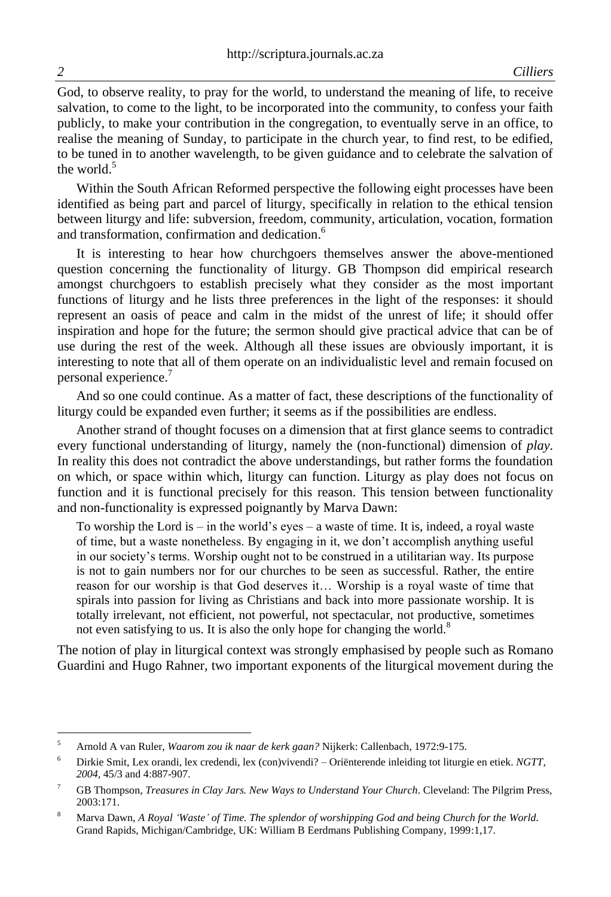God, to observe reality, to pray for the world, to understand the meaning of life, to receive salvation, to come to the light, to be incorporated into the community, to confess your faith publicly, to make your contribution in the congregation, to eventually serve in an office, to realise the meaning of Sunday, to participate in the church year, to find rest, to be edified, to be tuned in to another wavelength, to be given guidance and to celebrate the salvation of the world.[5]

Within the South African Reformed perspective the following eight processes have been identified as being part and parcel of liturgy, specifically in relation to the ethical tension between liturgy and life: subversion, freedom, community, articulation, vocation, formation and transformation, confirmation and dedication.[6]

It is interesting to hear how churchgoers themselves answer the above-mentioned question concerning the functionality of liturgy. GB Thompson did empirical research amongst churchgoers to establish precisely what they consider as the most important functions of liturgy and he lists three preferences in the light of the responses: it should represent an oasis of peace and calm in the midst of the unrest of life; it should offer inspiration and hope for the future; the sermon should give practical advice that can be of use during the rest of the week. Although all these issues are obviously important, it is interesting to note that all of them operate on an individualistic level and remain focused on personal experience.[7]

And so one could continue. As a matter of fact, these descriptions of the functionality of liturgy could be expanded even further; it seems as if the possibilities are endless.

Another strand of thought focuses on a dimension that at first glance seems to contradict every functional understanding of liturgy, namely the (non-functional) dimension of *play.* In reality this does not contradict the above understandings, but rather forms the foundation on which, or space within which, liturgy can function. Liturgy as play does not focus on function and it is functional precisely for this reason. This tension between functionality and non-functionality is expressed poignantly by Marva Dawn:

> To worship the Lord is – in the world's eyes – a waste of time. It is, indeed, a royal waste of time, but a waste nonetheless. By engaging in it, we don't accomplish anything useful in our society's terms. Worship ought not to be construed in a utilitarian way. Its purpose is not to gain numbers nor for our churches to be seen as successful. Rather, the entire reason for our worship is that God deserves it… Worship is a royal waste of time that spirals into passion for living as Christians and back into more passionate worship. It is totally irrelevant, not efficient, not powerful, not spectacular, not productive, sometimes not even satisfying to us. It is also the only hope for changing the world.[8]

The notion of play in liturgical context was strongly emphasised by people such as Romano Guardini and Hugo Rahner, two important exponents of the liturgical movement during the

---

[5] Arnold A van Ruler, *Waarom zou ik naar de kerk gaan?* Nijkerk: Callenbach, 1972:9-175.

[6] Dirkie Smit, Lex orandi, lex credendi, lex (con)vivendi? – Oriënterende inleiding tot liturgie en etiek. *NGTT, 2004*, 45/3 and 4:887-907.

[7] GB Thompson, *Treasures in Clay Jars. New Ways to Understand Your Church*. Cleveland: The Pilgrim Press, 2003:171.

[8] Marva Dawn, *A Royal 'Waste' of Time. The splendor of worshipping God and being Church for the World.* Grand Rapids, Michigan/Cambridge, UK: William B Eerdmans Publishing Company, 1999:1,17.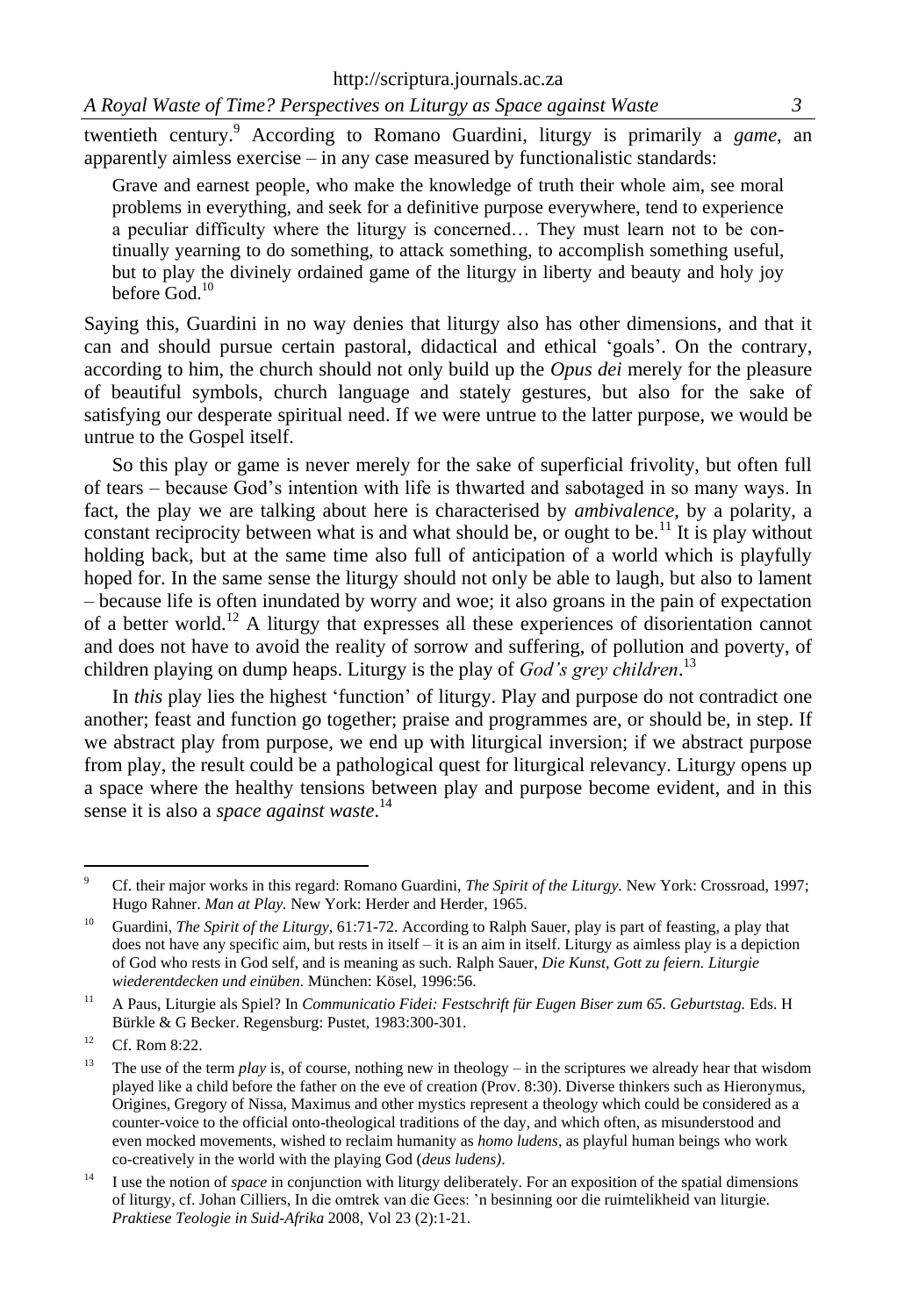twentieth century.[9] According to Romano Guardini, liturgy is primarily a *game*, an apparently aimless exercise – in any case measured by functionalistic standards:

> Grave and earnest people, who make the knowledge of truth their whole aim, see moral problems in everything, and seek for a definitive purpose everywhere, tend to experience a peculiar difficulty where the liturgy is concerned… They must learn not to be continually yearning to do something, to attack something, to accomplish something useful, but to play the divinely ordained game of the liturgy in liberty and beauty and holy joy before God.[10]

Saying this, Guardini in no way denies that liturgy also has other dimensions, and that it can and should pursue certain pastoral, didactical and ethical 'goals'. On the contrary, according to him, the church should not only build up the *Opus dei* merely for the pleasure of beautiful symbols, church language and stately gestures, but also for the sake of satisfying our desperate spiritual need. If we were untrue to the latter purpose, we would be untrue to the Gospel itself.

So this play or game is never merely for the sake of superficial frivolity, but often full of tears – because God's intention with life is thwarted and sabotaged in so many ways. In fact, the play we are talking about here is characterised by *ambivalence*, by a polarity, a constant reciprocity between what is and what should be, or ought to be.[11] It is play without holding back, but at the same time also full of anticipation of a world which is playfully hoped for. In the same sense the liturgy should not only be able to laugh, but also to lament – because life is often inundated by worry and woe; it also groans in the pain of expectation of a better world.[12] A liturgy that expresses all these experiences of disorientation cannot and does not have to avoid the reality of sorrow and suffering, of pollution and poverty, of children playing on dump heaps. Liturgy is the play of *God's grey children*.[13]

In *this* play lies the highest 'function' of liturgy. Play and purpose do not contradict one another; feast and function go together; praise and programmes are, or should be, in step. If we abstract play from purpose, we end up with liturgical inversion; if we abstract purpose from play, the result could be a pathological quest for liturgical relevancy. Liturgy opens up a space where the healthy tensions between play and purpose become evident, and in this sense it is also a *space against waste*.[14]

---

[9] Cf. their major works in this regard: Romano Guardini, *The Spirit of the Liturgy.* New York: Crossroad, 1997; Hugo Rahner. *Man at Play.* New York: Herder and Herder, 1965.

[10] Guardini, *The Spirit of the Liturgy*, 61:71-72. According to Ralph Sauer, play is part of feasting, a play that does not have any specific aim, but rests in itself – it is an aim in itself. Liturgy as aimless play is a depiction of God who rests in God self, and is meaning as such. Ralph Sauer, *Die Kunst, Gott zu feiern. Liturgie wiederentdecken und einüben.* München: Kösel, 1996:56.

[11] A Paus, Liturgie als Spiel? In *Communicatio Fidei: Festschrift für Eugen Biser zum 65. Geburtstag.* Eds. H Bürkle & G Becker. Regensburg: Pustet, 1983:300-301.

[12] Cf. Rom 8:22.

[13] The use of the term *play* is, of course, nothing new in theology – in the scriptures we already hear that wisdom played like a child before the father on the eve of creation (Prov. 8:30). Diverse thinkers such as Hieronymus, Origines, Gregory of Nissa, Maximus and other mystics represent a theology which could be considered as a counter-voice to the official onto-theological traditions of the day, and which often, as misunderstood and even mocked movements, wished to reclaim humanity as *homo ludens*, as playful human beings who work co-creatively in the world with the playing God (*deus ludens)*.

[14] I use the notion of *space* in conjunction with liturgy deliberately. For an exposition of the spatial dimensions of liturgy, cf. Johan Cilliers, In die omtrek van die Gees: 'n besinning oor die ruimtelikheid van liturgie. *Praktiese Teologie in Suid-Afrika* 2008, Vol 23 (2):1-21.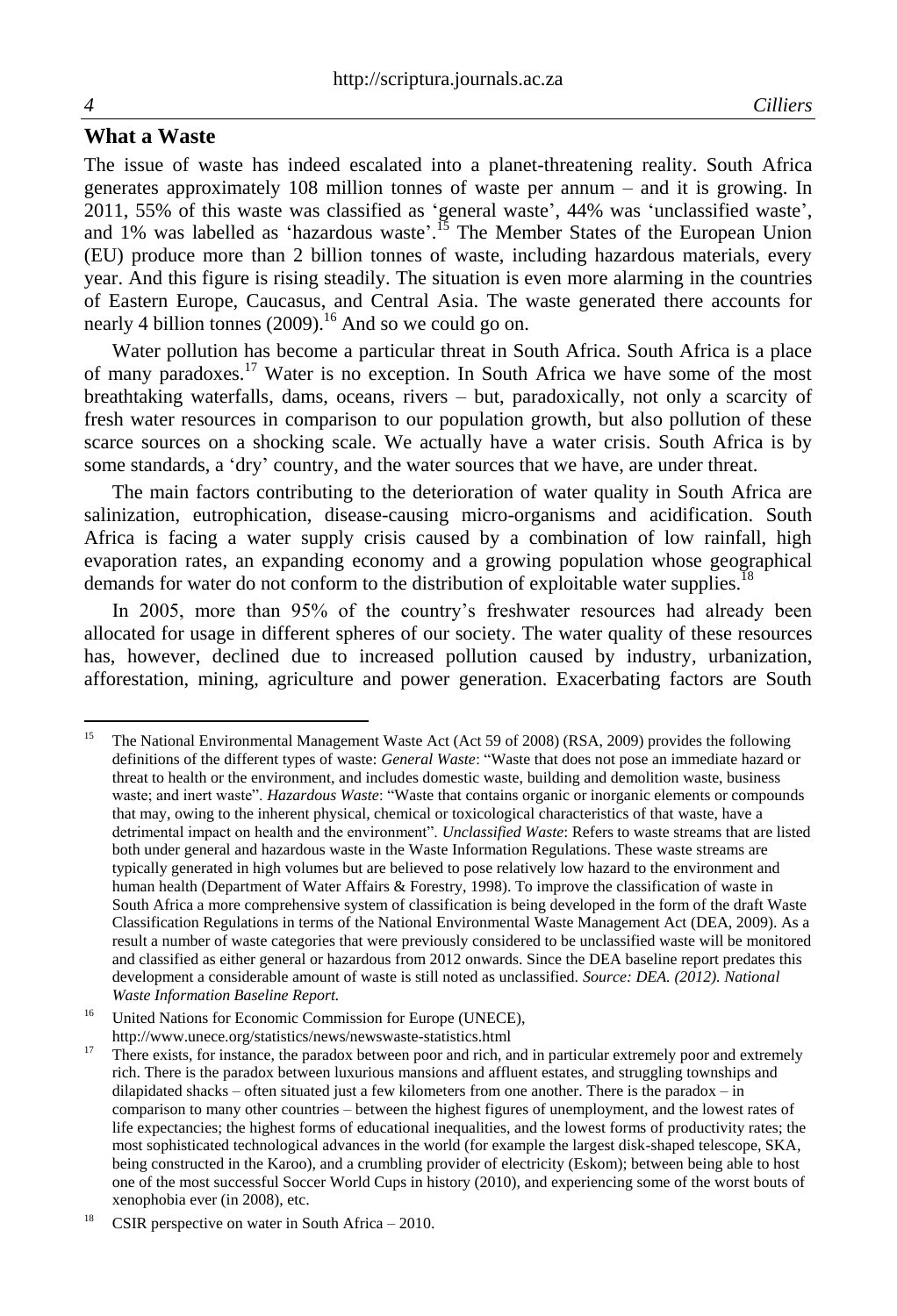## What a Waste

The issue of waste has indeed escalated into a planet-threatening reality. South Africa generates approximately 108 million tonnes of waste per annum – and it is growing. In 2011, 55% of this waste was classified as 'general waste', 44% was 'unclassified waste', and 1% was labelled as 'hazardous waste'.[15] The Member States of the European Union (EU) produce more than 2 billion tonnes of waste, including hazardous materials, every year. And this figure is rising steadily. The situation is even more alarming in the countries of Eastern Europe, Caucasus, and Central Asia. The waste generated there accounts for nearly 4 billion tonnes (2009).[16] And so we could go on.

Water pollution has become a particular threat in South Africa. South Africa is a place of many paradoxes.[17] Water is no exception. In South Africa we have some of the most breathtaking waterfalls, dams, oceans, rivers – but, paradoxically, not only a scarcity of fresh water resources in comparison to our population growth, but also pollution of these scarce sources on a shocking scale. We actually have a water crisis. South Africa is by some standards, a 'dry' country, and the water sources that we have, are under threat.

The main factors contributing to the deterioration of water quality in South Africa are salinization, eutrophication, disease-causing micro-organisms and acidification. South Africa is facing a water supply crisis caused by a combination of low rainfall, high evaporation rates, an expanding economy and a growing population whose geographical demands for water do not conform to the distribution of exploitable water supplies.[18]

In 2005, more than 95% of the country's freshwater resources had already been allocated for usage in different spheres of our society. The water quality of these resources has, however, declined due to increased pollution caused by industry, urbanization, afforestation, mining, agriculture and power generation. Exacerbating factors are South

---

[15] The National Environmental Management Waste Act (Act 59 of 2008) (RSA, 2009) provides the following definitions of the different types of waste: *General Waste*: "Waste that does not pose an immediate hazard or threat to health or the environment, and includes domestic waste, building and demolition waste, business waste; and inert waste". *Hazardous Waste*: "Waste that contains organic or inorganic elements or compounds that may, owing to the inherent physical, chemical or toxicological characteristics of that waste, have a detrimental impact on health and the environment". *Unclassified Waste*: Refers to waste streams that are listed both under general and hazardous waste in the Waste Information Regulations. These waste streams are typically generated in high volumes but are believed to pose relatively low hazard to the environment and human health (Department of Water Affairs & Forestry, 1998). To improve the classification of waste in South Africa a more comprehensive system of classification is being developed in the form of the draft Waste Classification Regulations in terms of the National Environmental Waste Management Act (DEA, 2009). As a result a number of waste categories that were previously considered to be unclassified waste will be monitored and classified as either general or hazardous from 2012 onwards. Since the DEA baseline report predates this development a considerable amount of waste is still noted as unclassified. *Source: DEA. (2012). National Waste Information Baseline Report.*

[16] United Nations for Economic Commission for Europe (UNECE), http://www.unece.org/statistics/news/newswaste-statistics.html

[17] There exists, for instance, the paradox between poor and rich, and in particular extremely poor and extremely rich. There is the paradox between luxurious mansions and affluent estates, and struggling townships and dilapidated shacks – often situated just a few kilometers from one another. There is the paradox – in comparison to many other countries – between the highest figures of unemployment, and the lowest rates of life expectancies; the highest forms of educational inequalities, and the lowest forms of productivity rates; the most sophisticated technological advances in the world (for example the largest disk-shaped telescope, SKA, being constructed in the Karoo), and a crumbling provider of electricity (Eskom); between being able to host one of the most successful Soccer World Cups in history (2010), and experiencing some of the worst bouts of xenophobia ever (in 2008), etc.

[18] CSIR perspective on water in South Africa – 2010.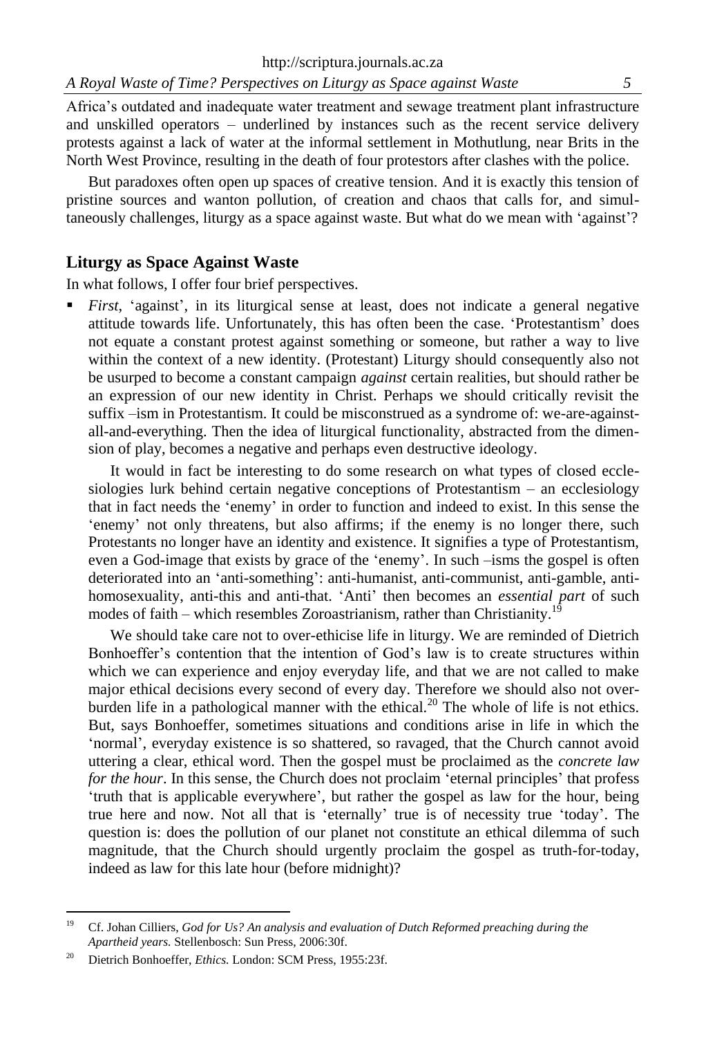Africa's outdated and inadequate water treatment and sewage treatment plant infrastructure and unskilled operators – underlined by instances such as the recent service delivery protests against a lack of water at the informal settlement in Mothutlung, near Brits in the North West Province, resulting in the death of four protestors after clashes with the police.

But paradoxes often open up spaces of creative tension. And it is exactly this tension of pristine sources and wanton pollution, of creation and chaos that calls for, and simultaneously challenges, liturgy as a space against waste. But what do we mean with 'against'?

## Liturgy as Space Against Waste

In what follows, I offer four brief perspectives.

- *First*, 'against', in its liturgical sense at least, does not indicate a general negative attitude towards life. Unfortunately, this has often been the case. 'Protestantism' does not equate a constant protest against something or someone, but rather a way to live within the context of a new identity. (Protestant) Liturgy should consequently also not be usurped to become a constant campaign *against* certain realities, but should rather be an expression of our new identity in Christ. Perhaps we should critically revisit the suffix –ism in Protestantism. It could be misconstrued as a syndrome of: we-are-against-all-and-everything. Then the idea of liturgical functionality, abstracted from the dimension of play, becomes a negative and perhaps even destructive ideology.

  It would in fact be interesting to do some research on what types of closed ecclesiologies lurk behind certain negative conceptions of Protestantism – an ecclesiology that in fact needs the 'enemy' in order to function and indeed to exist. In this sense the 'enemy' not only threatens, but also affirms; if the enemy is no longer there, such Protestants no longer have an identity and existence. It signifies a type of Protestantism, even a God-image that exists by grace of the 'enemy'. In such –isms the gospel is often deteriorated into an 'anti-something': anti-humanist, anti-communist, anti-gamble, anti-homosexuality, anti-this and anti-that. 'Anti' then becomes an *essential part* of such modes of faith – which resembles Zoroastrianism, rather than Christianity.[19]

  We should take care not to over-ethicise life in liturgy. We are reminded of Dietrich Bonhoeffer's contention that the intention of God's law is to create structures within which we can experience and enjoy everyday life, and that we are not called to make major ethical decisions every second of every day. Therefore we should also not over-burden life in a pathological manner with the ethical.[20] The whole of life is not ethics. But, says Bonhoeffer, sometimes situations and conditions arise in life in which the 'normal', everyday existence is so shattered, so ravaged, that the Church cannot avoid uttering a clear, ethical word. Then the gospel must be proclaimed as the *concrete law for the hour*. In this sense, the Church does not proclaim 'eternal principles' that profess 'truth that is applicable everywhere', but rather the gospel as law for the hour, being true here and now. Not all that is 'eternally' true is of necessity true 'today'. The question is: does the pollution of our planet not constitute an ethical dilemma of such magnitude, that the Church should urgently proclaim the gospel as truth-for-today, indeed as law for this late hour (before midnight)?

---

[19] Cf. Johan Cilliers, *God for Us? An analysis and evaluation of Dutch Reformed preaching during the Apartheid years.* Stellenbosch: Sun Press, 2006:30f.

[20] Dietrich Bonhoeffer, *Ethics.* London: SCM Press, 1955:23f.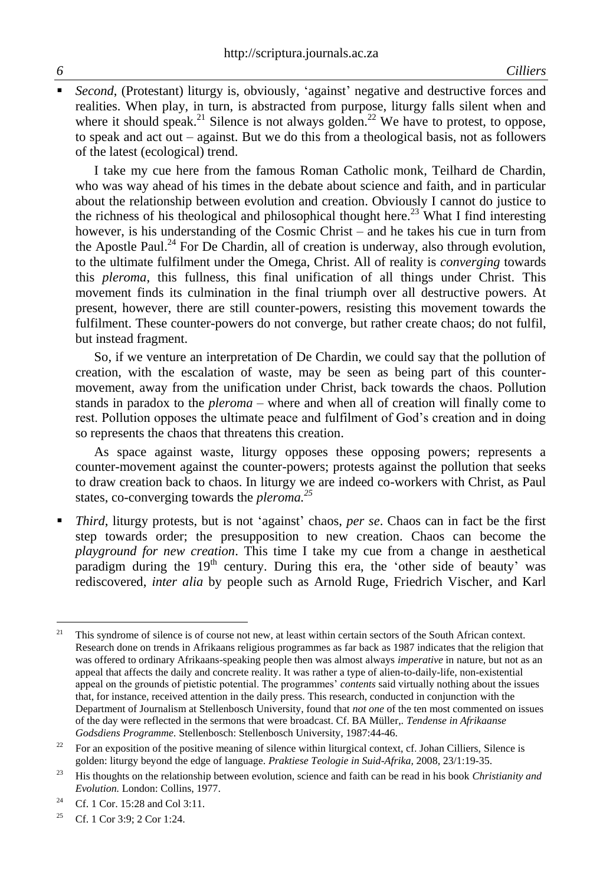- *Second*, (Protestant) liturgy is, obviously, 'against' negative and destructive forces and realities. When play, in turn, is abstracted from purpose, liturgy falls silent when and where it should speak.[21] Silence is not always golden.[22] We have to protest, to oppose, to speak and act out – against. But we do this from a theological basis, not as followers of the latest (ecological) trend.

  I take my cue here from the famous Roman Catholic monk, Teilhard de Chardin, who was way ahead of his times in the debate about science and faith, and in particular about the relationship between evolution and creation. Obviously I cannot do justice to the richness of his theological and philosophical thought here.[23] What I find interesting however, is his understanding of the Cosmic Christ – and he takes his cue in turn from the Apostle Paul.[24] For De Chardin, all of creation is underway, also through evolution, to the ultimate fulfilment under the Omega, Christ. All of reality is *converging* towards this *pleroma*, this fullness, this final unification of all things under Christ. This movement finds its culmination in the final triumph over all destructive powers. At present, however, there are still counter-powers, resisting this movement towards the fulfilment. These counter-powers do not converge, but rather create chaos; do not fulfil, but instead fragment.

  So, if we venture an interpretation of De Chardin, we could say that the pollution of creation, with the escalation of waste, may be seen as being part of this counter-movement, away from the unification under Christ, back towards the chaos. Pollution stands in paradox to the *pleroma* – where and when all of creation will finally come to rest. Pollution opposes the ultimate peace and fulfilment of God's creation and in doing so represents the chaos that threatens this creation.

  As space against waste, liturgy opposes these opposing powers; represents a counter-movement against the counter-powers; protests against the pollution that seeks to draw creation back to chaos. In liturgy we are indeed co-workers with Christ, as Paul states, co-converging towards the *pleroma.*[25]

- *Third*, liturgy protests, but is not 'against' chaos, *per se*. Chaos can in fact be the first step towards order; the presupposition to new creation. Chaos can become the *playground for new creation*. This time I take my cue from a change in aesthetical paradigm during the 19th century. During this era, the 'other side of beauty' was rediscovered, *inter alia* by people such as Arnold Ruge, Friedrich Vischer, and Karl

---

[21] This syndrome of silence is of course not new, at least within certain sectors of the South African context. Research done on trends in Afrikaans religious programmes as far back as 1987 indicates that the religion that was offered to ordinary Afrikaans-speaking people then was almost always *imperative* in nature, but not as an appeal that affects the daily and concrete reality. It was rather a type of alien-to-daily-life, non-existential appeal on the grounds of pietistic potential. The programmes' *contents* said virtually nothing about the issues that, for instance, received attention in the daily press. This research, conducted in conjunction with the Department of Journalism at Stellenbosch University, found that *not one* of the ten most commented on issues of the day were reflected in the sermons that were broadcast. Cf. BA Müller,. *Tendense in Afrikaanse Godsdiens Programme.* Stellenbosch: Stellenbosch University, 1987:44-46.

[22] For an exposition of the positive meaning of silence within liturgical context, cf. Johan Cilliers, Silence is golden: liturgy beyond the edge of language. *Praktiese Teologie in Suid-Afrika,* 2008, 23/1:19-35.

[23] His thoughts on the relationship between evolution, science and faith can be read in his book *Christianity and Evolution.* London: Collins, 1977.

[24] Cf. 1 Cor. 15:28 and Col 3:11.

[25] Cf. 1 Cor 3:9; 2 Cor 1:24.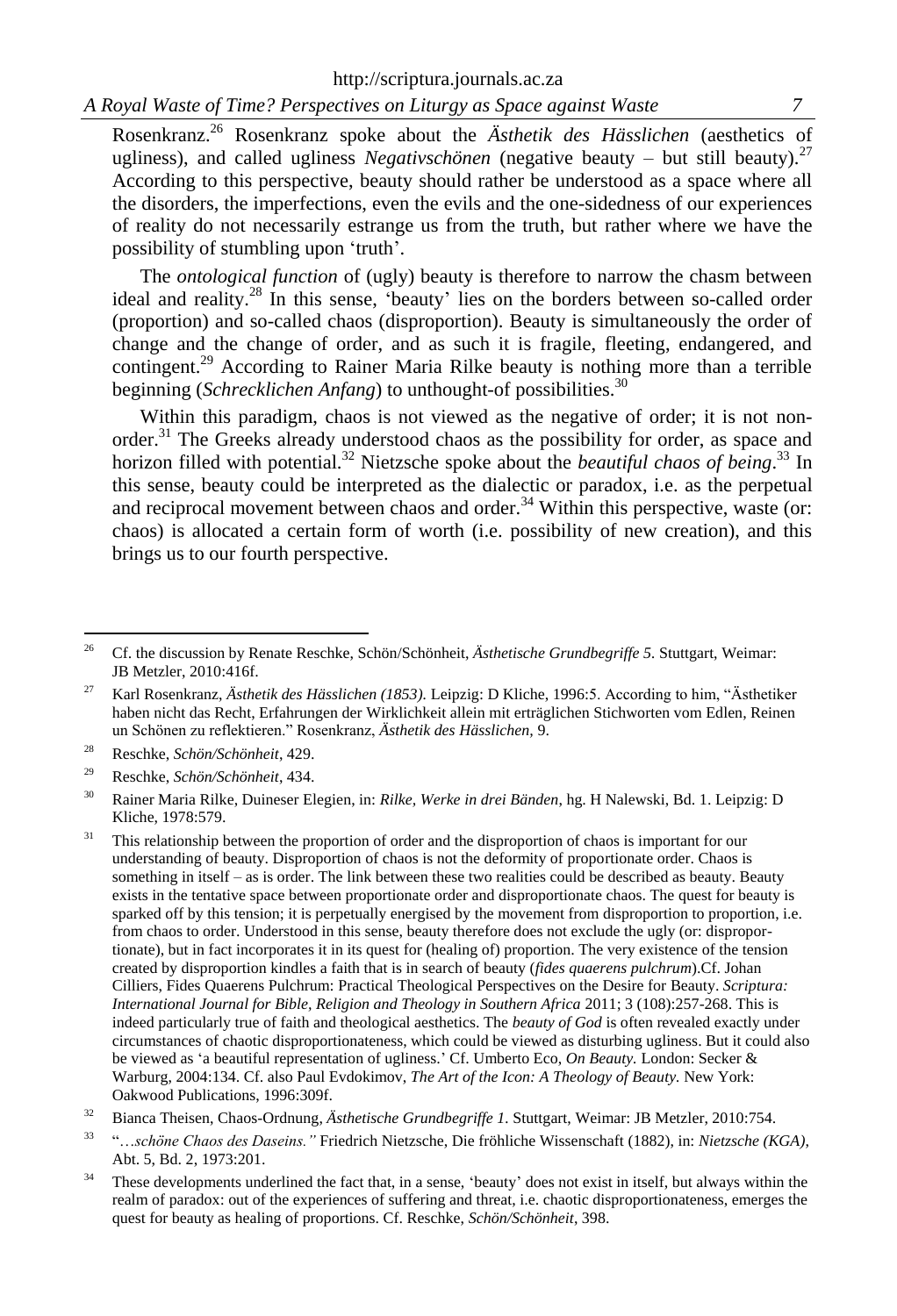Rosenkranz.[26] Rosenkranz spoke about the *Ästhetik des Hässlichen* (aesthetics of ugliness), and called ugliness *Negativschönen* (negative beauty – but still beauty).[27] According to this perspective, beauty should rather be understood as a space where all the disorders, the imperfections, even the evils and the one-sidedness of our experiences of reality do not necessarily estrange us from the truth, but rather where we have the possibility of stumbling upon 'truth'.

The *ontological function* of (ugly) beauty is therefore to narrow the chasm between ideal and reality.[28] In this sense, 'beauty' lies on the borders between so-called order (proportion) and so-called chaos (disproportion). Beauty is simultaneously the order of change and the change of order, and as such it is fragile, fleeting, endangered, and contingent.[29] According to Rainer Maria Rilke beauty is nothing more than a terrible beginning (*Schrecklichen Anfang*) to unthought-of possibilities.[30]

Within this paradigm, chaos is not viewed as the negative of order; it is not non-order.[31] The Greeks already understood chaos as the possibility for order, as space and horizon filled with potential.[32] Nietzsche spoke about the *beautiful chaos of being*.[33] In this sense, beauty could be interpreted as the dialectic or paradox, i.e. as the perpetual and reciprocal movement between chaos and order.[34] Within this perspective, waste (or: chaos) is allocated a certain form of worth (i.e. possibility of new creation), and this brings us to our fourth perspective.

---

[26] Cf. the discussion by Renate Reschke, Schön/Schönheit, *Ästhetische Grundbegriffe 5.* Stuttgart, Weimar: JB Metzler, 2010:416f.

[27] Karl Rosenkranz, *Ästhetik des Hässlichen (1853).* Leipzig: D Kliche, 1996:5. According to him, "Ästhetiker haben nicht das Recht, Erfahrungen der Wirklichkeit allein mit erträglichen Stichworten vom Edlen, Reinen un Schönen zu reflektieren." Rosenkranz, *Ästhetik des Hässlichen,* 9.

[28] Reschke, *Schön/Schönheit*, 429.

[29] Reschke, *Schön/Schönheit*, 434.

[30] Rainer Maria Rilke, Duineser Elegien, in: *Rilke, Werke in drei Bänden*, hg. H Nalewski, Bd. 1. Leipzig: D Kliche, 1978:579.

[31] This relationship between the proportion of order and the disproportion of chaos is important for our understanding of beauty. Disproportion of chaos is not the deformity of proportionate order. Chaos is something in itself – as is order. The link between these two realities could be described as beauty. Beauty exists in the tentative space between proportionate order and disproportionate chaos. The quest for beauty is sparked off by this tension; it is perpetually energised by the movement from disproportion to proportion, i.e. from chaos to order. Understood in this sense, beauty therefore does not exclude the ugly (or: disproportionate), but in fact incorporates it in its quest for (healing of) proportion. The very existence of the tension created by disproportion kindles a faith that is in search of beauty (*fides quaerens pulchrum*).Cf. Johan Cilliers, Fides Quaerens Pulchrum: Practical Theological Perspectives on the Desire for Beauty. *Scriptura: International Journal for Bible, Religion and Theology in Southern Africa* 2011; 3 (108):257-268. This is indeed particularly true of faith and theological aesthetics. The *beauty of God* is often revealed exactly under circumstances of chaotic disproportionateness, which could be viewed as disturbing ugliness. But it could also be viewed as 'a beautiful representation of ugliness.' Cf. Umberto Eco, *On Beauty.* London: Secker & Warburg, 2004:134. Cf. also Paul Evdokimov, *The Art of the Icon: A Theology of Beauty.* New York: Oakwood Publications, 1996:309f.

[32] Bianca Theisen, Chaos-Ordnung, *Ästhetische Grundbegriffe 1.* Stuttgart, Weimar: JB Metzler, 2010:754.

[33] "…*schöne Chaos des Daseins."* Friedrich Nietzsche, Die fröhliche Wissenschaft (1882), in: *Nietzsche (KGA)*, Abt. 5, Bd. 2, 1973:201.

[34] These developments underlined the fact that, in a sense, 'beauty' does not exist in itself, but always within the realm of paradox: out of the experiences of suffering and threat, i.e. chaotic disproportionateness, emerges the quest for beauty as healing of proportions. Cf. Reschke, *Schön/Schönheit*, 398.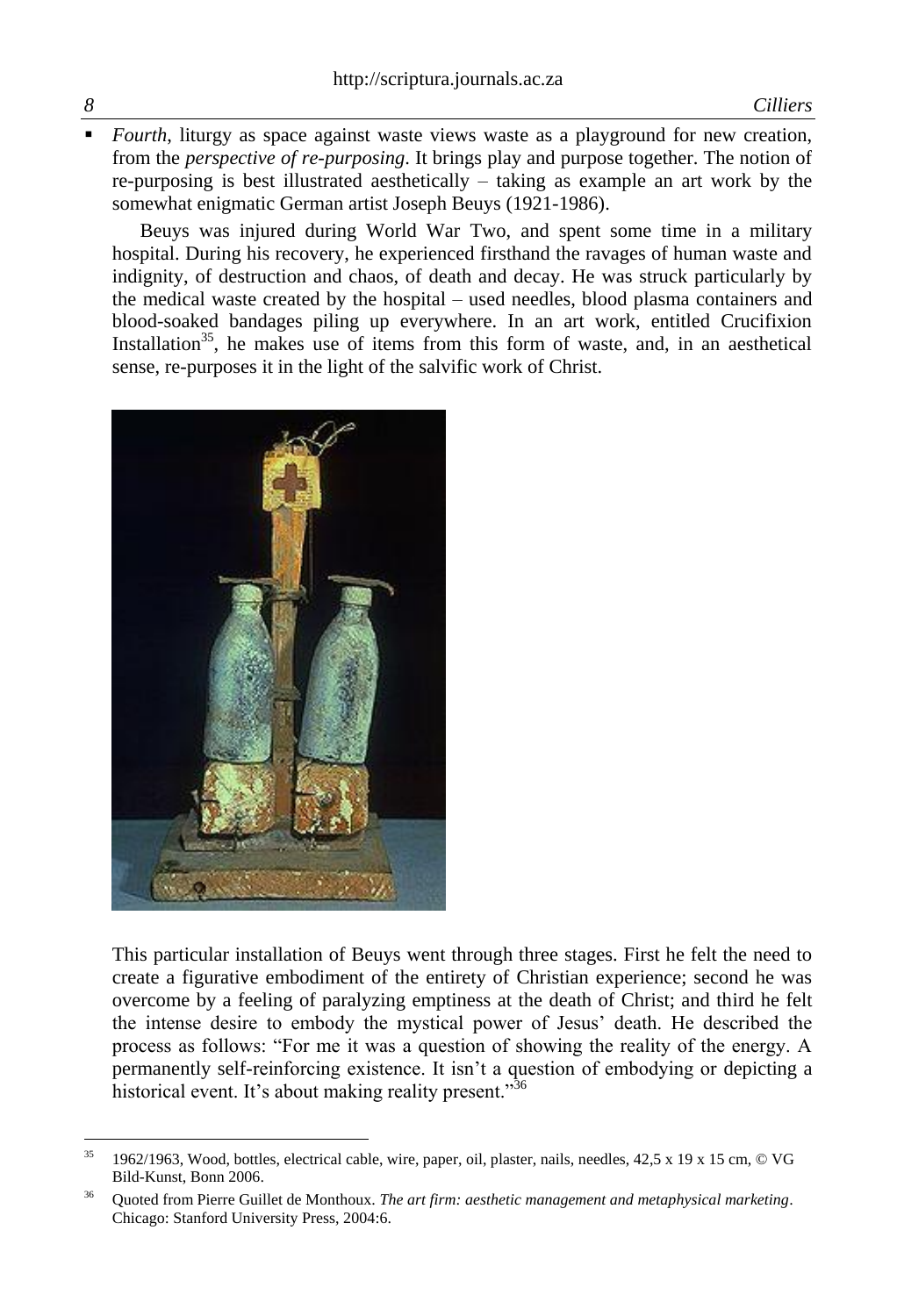- *Fourth*, liturgy as space against waste views waste as a playground for new creation, from the *perspective of re-purposing*. It brings play and purpose together. The notion of re-purposing is best illustrated aesthetically – taking as example an art work by the somewhat enigmatic German artist Joseph Beuys (1921-1986).

  Beuys was injured during World War Two, and spent some time in a military hospital. During his recovery, he experienced firsthand the ravages of human waste and indignity, of destruction and chaos, of death and decay. He was struck particularly by the medical waste created by the hospital – used needles, blood plasma containers and blood-soaked bandages piling up everywhere. In an art work, entitled Crucifixion Installation[35], he makes use of items from this form of waste, and, in an aesthetical sense, re-purposes it in the light of the salvific work of Christ.

  This particular installation of Beuys went through three stages. First he felt the need to create a figurative embodiment of the entirety of Christian experience; second he was overcome by a feeling of paralyzing emptiness at the death of Christ; and third he felt the intense desire to embody the mystical power of Jesus' death. He described the process as follows: "For me it was a question of showing the reality of the energy. A permanently self-reinforcing existence. It isn't a question of embodying or depicting a historical event. It's about making reality present."[36]

---

[35] 1962/1963, Wood, bottles, electrical cable, wire, paper, oil, plaster, nails, needles, 42,5 x 19 x 15 cm, © VG Bild-Kunst, Bonn 2006.

[36] Quoted from Pierre Guillet de Monthoux. *The art firm: aesthetic management and metaphysical marketing*. Chicago: Stanford University Press, 2004:6.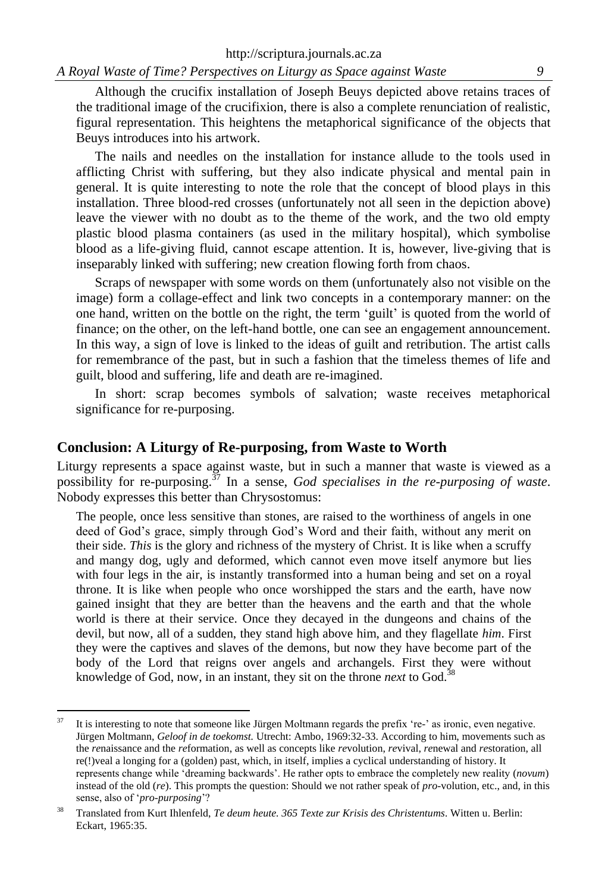Although the crucifix installation of Joseph Beuys depicted above retains traces of the traditional image of the crucifixion, there is also a complete renunciation of realistic, figural representation. This heightens the metaphorical significance of the objects that Beuys introduces into his artwork.

The nails and needles on the installation for instance allude to the tools used in afflicting Christ with suffering, but they also indicate physical and mental pain in general. It is quite interesting to note the role that the concept of blood plays in this installation. Three blood-red crosses (unfortunately not all seen in the depiction above) leave the viewer with no doubt as to the theme of the work, and the two old empty plastic blood plasma containers (as used in the military hospital), which symbolise blood as a life-giving fluid, cannot escape attention. It is, however, live-giving that is inseparably linked with suffering; new creation flowing forth from chaos.

Scraps of newspaper with some words on them (unfortunately also not visible on the image) form a collage-effect and link two concepts in a contemporary manner: on the one hand, written on the bottle on the right, the term 'guilt' is quoted from the world of finance; on the other, on the left-hand bottle, one can see an engagement announcement. In this way, a sign of love is linked to the ideas of guilt and retribution. The artist calls for remembrance of the past, but in such a fashion that the timeless themes of life and guilt, blood and suffering, life and death are re-imagined.

In short: scrap becomes symbols of salvation; waste receives metaphorical significance for re-purposing.

## Conclusion: A Liturgy of Re-purposing, from Waste to Worth

Liturgy represents a space against waste, but in such a manner that waste is viewed as a possibility for re-purposing.[37] In a sense, *God specialises in the re-purposing of waste*. Nobody expresses this better than Chrysostomus:

> The people, once less sensitive than stones, are raised to the worthiness of angels in one deed of God's grace, simply through God's Word and their faith, without any merit on their side. *This* is the glory and richness of the mystery of Christ. It is like when a scruffy and mangy dog, ugly and deformed, which cannot even move itself anymore but lies with four legs in the air, is instantly transformed into a human being and set on a royal throne. It is like when people who once worshipped the stars and the earth, have now gained insight that they are better than the heavens and the earth and that the whole world is there at their service. Once they decayed in the dungeons and chains of the devil, but now, all of a sudden, they stand high above him, and they flagellate *him*. First they were the captives and slaves of the demons, but now they have become part of the body of the Lord that reigns over angels and archangels. First they were without knowledge of God, now, in an instant, they sit on the throne *next* to God.[38]

---

[37] It is interesting to note that someone like Jürgen Moltmann regards the prefix 're-' as ironic, even negative. Jürgen Moltmann, *Geloof in de toekomst.* Utrecht: Ambo, 1969:32-33. According to him, movements such as the *re*naissance and the *re*formation, as well as concepts like *re*volution, *re*vival, *re*newal and *re*storation, all re(!)veal a longing for a (golden) past, which, in itself, implies a cyclical understanding of history. It represents change while 'dreaming backwards'. He rather opts to embrace the completely new reality (*novum*) instead of the old (*re*). This prompts the question: Should we not rather speak of *pro*-volution, etc., and, in this sense, also of '*pro-purposing*'?

[38] Translated from Kurt Ihlenfeld, *Te deum heute. 365 Texte zur Krisis des Christentums*. Witten u. Berlin: Eckart, 1965:35.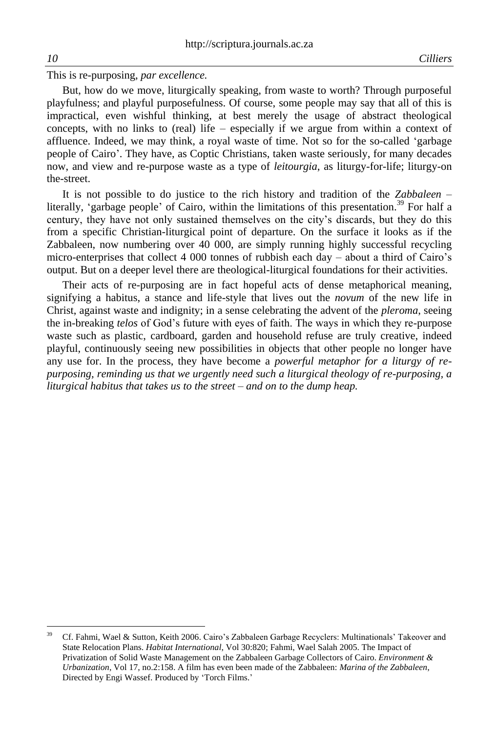This is re-purposing, *par excellence.*

But, how do we move, liturgically speaking, from waste to worth? Through purposeful playfulness; and playful purposefulness. Of course, some people may say that all of this is impractical, even wishful thinking, at best merely the usage of abstract theological concepts, with no links to (real) life – especially if we argue from within a context of affluence. Indeed, we may think, a royal waste of time. Not so for the so-called 'garbage people of Cairo'. They have, as Coptic Christians, taken waste seriously, for many decades now, and view and re-purpose waste as a type of *leitourgia*, as liturgy-for-life; liturgy-on the-street.

It is not possible to do justice to the rich history and tradition of the *Zabbaleen* – literally, 'garbage people' of Cairo, within the limitations of this presentation.[39] For half a century, they have not only sustained themselves on the city's discards, but they do this from a specific Christian-liturgical point of departure. On the surface it looks as if the Zabbaleen, now numbering over 40 000, are simply running highly successful recycling micro-enterprises that collect 4 000 tonnes of rubbish each day – about a third of Cairo's output. But on a deeper level there are theological-liturgical foundations for their activities.

Their acts of re-purposing are in fact hopeful acts of dense metaphorical meaning, signifying a habitus, a stance and life-style that lives out the *novum* of the new life in Christ, against waste and indignity; in a sense celebrating the advent of the *pleroma*, seeing the in-breaking *telos* of God's future with eyes of faith. The ways in which they re-purpose waste such as plastic, cardboard, garden and household refuse are truly creative, indeed playful, continuously seeing new possibilities in objects that other people no longer have any use for. In the process, they have become a *powerful metaphor for a liturgy of re-purposing, reminding us that we urgently need such a liturgical theology of re-purposing, a liturgical habitus that takes us to the street – and on to the dump heap.*

---

[39] Cf. Fahmi, Wael & Sutton, Keith 2006. Cairo's Zabbaleen Garbage Recyclers: Multinationals' Takeover and State Relocation Plans. *Habitat International*, Vol 30:820; Fahmi, Wael Salah 2005. The Impact of Privatization of Solid Waste Management on the Zabbaleen Garbage Collectors of Cairo. *Environment & Urbanization*, Vol 17, no.2:158. A film has even been made of the Zabbaleen: *Marina of the Zabbaleen*, Directed by Engi Wassef. Produced by 'Torch Films.'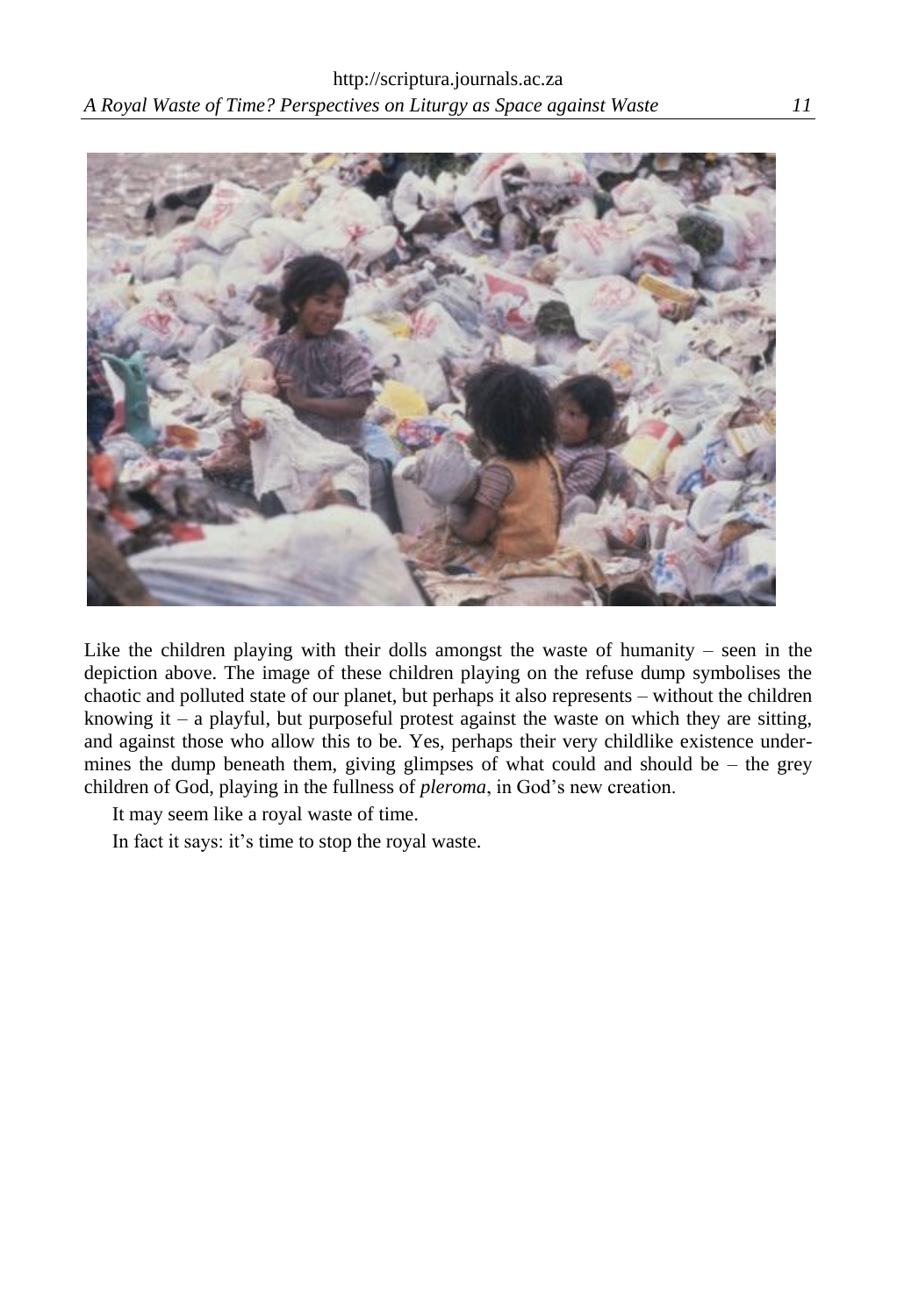Like the children playing with their dolls amongst the waste of humanity – seen in the depiction above. The image of these children playing on the refuse dump symbolises the chaotic and polluted state of our planet, but perhaps it also represents – without the children knowing it – a playful, but purposeful protest against the waste on which they are sitting, and against those who allow this to be. Yes, perhaps their very childlike existence undermines the dump beneath them, giving glimpses of what could and should be – the grey children of God, playing in the fullness of *pleroma*, in God's new creation.

It may seem like a royal waste of time.

In fact it says: it's time to stop the royal waste.